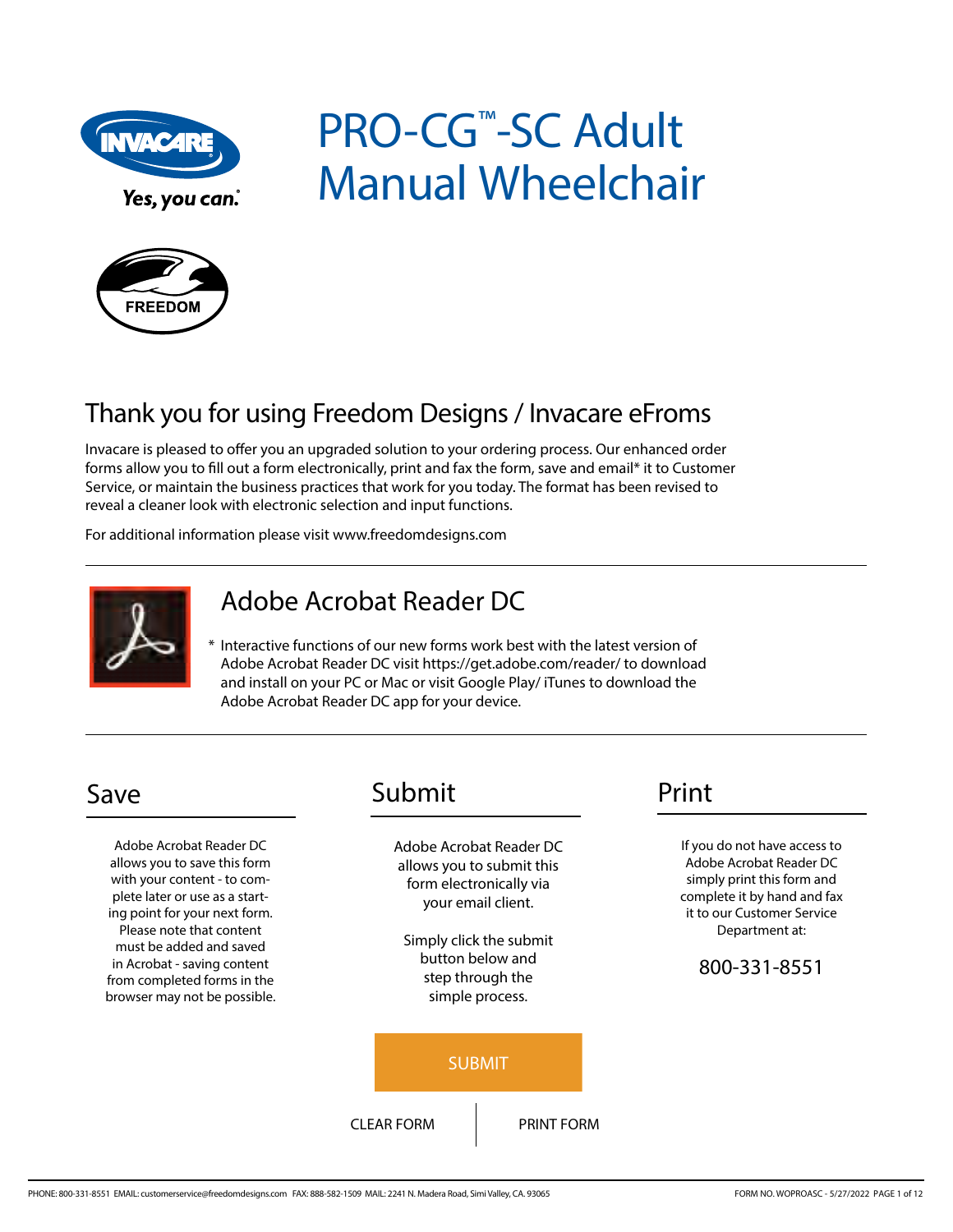Yes, you can.

# PRO-CG™-SC Adult Manual Wheelchair

FREEDOM

## Thank you for using Freedom Designs / Invacare eFroms

Invacare is pleased to offer you an upgraded solution to your ordering process. Our enhanced order forms allow you to fill out a form electronically, print and fax the form, save and email* it to Customer Service, or maintain the business practices that work for you today. The format has been revised to reveal a cleaner look with electronic selection and input functions.

For additional information please visit www.freedomdesigns.com

## Adobe Acrobat Reader DC

* Interactive functions of our new forms work best with the latest version of Adobe Acrobat Reader DC visit https://get.adobe.com/reader/ to download and install on your PC or Mac or visit Google Play/ iTunes to download the Adobe Acrobat Reader DC app for your device.

## Save

Adobe Acrobat Reader DC allows you to save this form with your content - to complete later or use as a starting point for your next form. Please note that content must be added and saved in Acrobat - saving content from completed forms in the browser may not be possible.

## Submit

Adobe Acrobat Reader DC allows you to submit this form electronically via your email client.

Simply click the submit button below and step through the simple process.

SUBMIT

CLEAR FORM | PRINT FORM

## Print

If you do not have access to Adobe Acrobat Reader DC simply print this form and complete it by hand and fax it to our Customer Service Department at:

800-331-8551

PHONE: 800-331-8551 EMAIL: customerservice@freedomdesigns.com FAX: 888-582-1509 MAIL: 2241 N. Madera Road, Simi Valley, CA. 93065

FORM NO. WOPROASC - 5/27/2022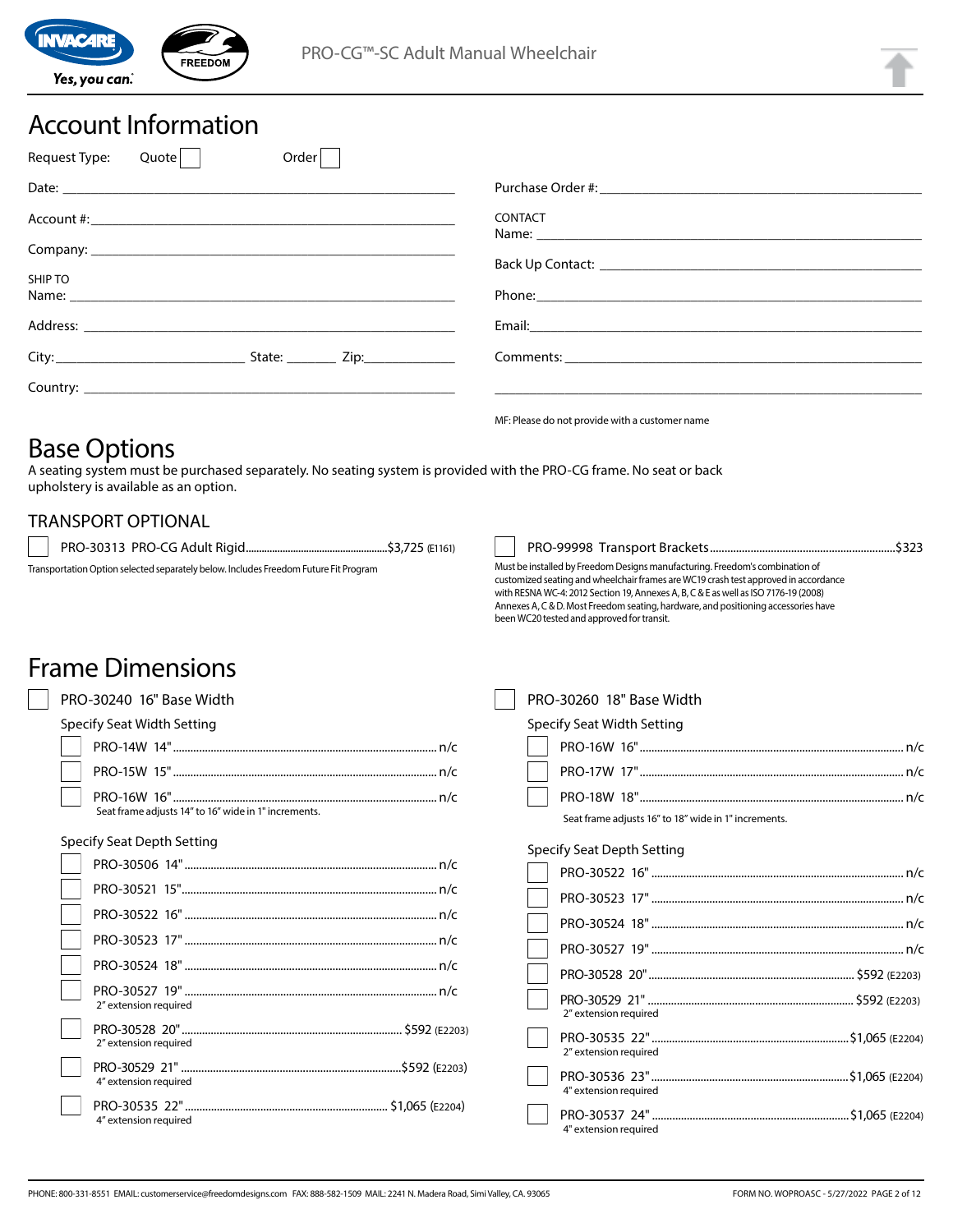# Account Information

Request Type: Quote ☐ Order ☐

Date: ______________________

Account #: ______________________

Company: ______________________

SHIP TO
Name: ______________________

Address: ______________________

City: ____________ State: ______ Zip: ________

Country: ______________________

Purchase Order #: ______________________

CONTACT
Name: ______________________

Back Up Contact: ______________________

Phone: ______________________

Email: ______________________

Comments: ______________________

______________________

MF: Please do not provide with a customer name

# Base Options

A seating system must be purchased separately. No seating system is provided with the PRO-CG frame. No seat or back upholstery is available as an option.

## TRANSPORT OPTIONAL

☐ PRO-30313 PRO-CG Adult Rigid ........ $3,725 (E1161)

Transportation Option selected separately below. Includes Freedom Future Fit Program

☐ PRO-99998 Transport Brackets ........ $323

Must be installed by Freedom Designs manufacturing. Freedom's combination of customized seating and wheelchair frames are WC19 crash test approved in accordance with RESNA WC-4: 2012 Section 19, Annexes A, B, C & E as well as ISO 7176-19 (2008) Annexes A, C & D. Most Freedom seating, hardware, and positioning accessories have been WC20 tested and approved for transit.

# Frame Dimensions

☐ PRO-30240 16" Base Width

Specify Seat Width Setting

- ☐ PRO-14W 14" ........ n/c
- ☐ PRO-15W 15" ........ n/c
- ☐ PRO-16W 16" ........ n/c

Seat frame adjusts 14" to 16" wide in 1" increments.

Specify Seat Depth Setting

- ☐ PRO-30506 14" ........ n/c
- ☐ PRO-30521 15" ........ n/c
- ☐ PRO-30522 16" ........ n/c
- ☐ PRO-30523 17" ........ n/c
- ☐ PRO-30524 18" ........ n/c
- ☐ PRO-30527 19" ........ n/c
  2" extension required
- ☐ PRO-30528 20" ........ $592 (E2203)
  2" extension required
- ☐ PRO-30529 21" ........ $592 (E2203)
  4" extension required
- ☐ PRO-30535 22" ........ $1,065 (E2204)
  4" extension required

☐ PRO-30260 18" Base Width

Specify Seat Width Setting

- ☐ PRO-16W 16" ........ n/c
- ☐ PRO-17W 17" ........ n/c
- ☐ PRO-18W 18" ........ n/c

Seat frame adjusts 16" to 18" wide in 1" increments.

Specify Seat Depth Setting

- ☐ PRO-30522 16" ........ n/c
- ☐ PRO-30523 17" ........ n/c
- ☐ PRO-30524 18" ........ n/c
- ☐ PRO-30527 19" ........ n/c
- ☐ PRO-30528 20" ........ $592 (E2203)
- ☐ PRO-30529 21" ........ $592 (E2203)
  2" extension required
- ☐ PRO-30535 22" ........ $1,065 (E2204)
  2" extension required
- ☐ PRO-30536 23" ........ $1,065 (E2204)
  4" extension required
- ☐ PRO-30537 24" ........ $1,065 (E2204)
  4" extension required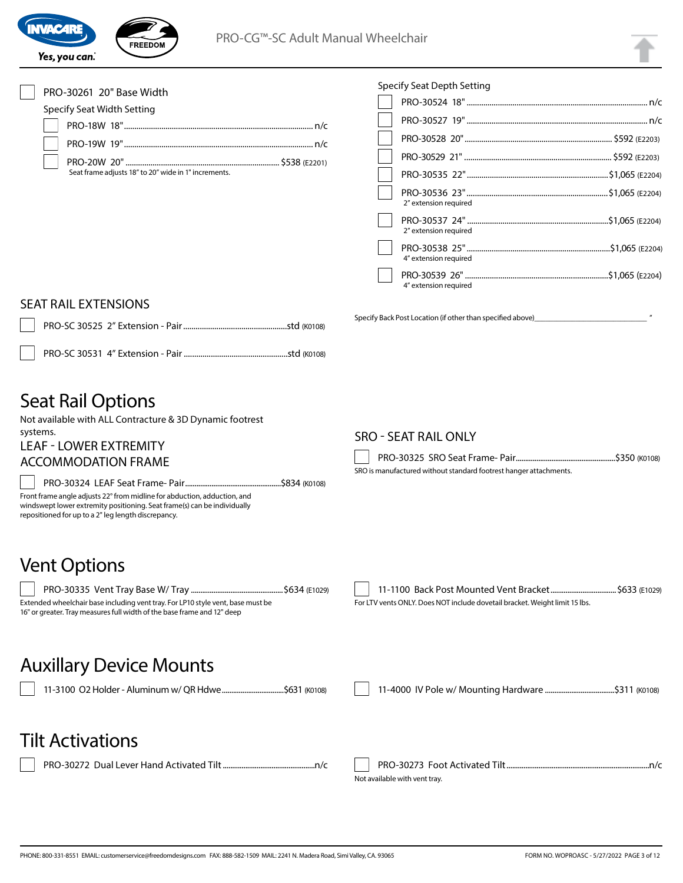PRO-CG™-SC Adult Manual Wheelchair

☐ PRO-30261 20" Base Width

Specify Seat Width Setting

- ☐ PRO-18W 18" ........ n/c
- ☐ PRO-19W 19" ........ n/c
- ☐ PRO-20W 20" ........ $538 (E2201)

Seat frame adjusts 18" to 20" wide in 1" increments.

Specify Seat Depth Setting

- ☐ PRO-30524 18" ........ n/c
- ☐ PRO-30527 19" ........ n/c
- ☐ PRO-30528 20" ........ $592 (E2203)
- ☐ PRO-30529 21" ........ $592 (E2203)
- ☐ PRO-30535 22" ........ $1,065 (E2204)
- ☐ PRO-30536 23" ........ $1,065 (E2204)
  2" extension required
- ☐ PRO-30537 24" ........ $1,065 (E2204)
  2" extension required
- ☐ PRO-30538 25" ........ $1,065 (E2204)
  4" extension required
- ☐ PRO-30539 26" ........ $1,065 (E2204)
  4" extension required

## SEAT RAIL EXTENSIONS

- ☐ PRO-SC 30525 2" Extension - Pair ........ std (K0108)
- ☐ PRO-SC 30531 4" Extension - Pair ........ std (K0108)

Specify Back Post Location (if other than specified above)________________ "

# Seat Rail Options

Not available with ALL Contracture & 3D Dynamic footrest systems.

## LEAF - LOWER EXTREMITY ACCOMMODATION FRAME

☐ PRO-30324 LEAF Seat Frame- Pair ........ $834 (K0108)

Front frame angle adjusts 22° from midline for abduction, adduction, and windswept lower extremity positioning. Seat frame(s) can be individually repositioned for up to a 2" leg length discrepancy.

## SRO - SEAT RAIL ONLY

☐ PRO-30325 SRO Seat Frame- Pair ........ $350 (K0108)

SRO is manufactured without standard footrest hanger attachments.

# Vent Options

☐ PRO-30335 Vent Tray Base W/ Tray ........ $634 (E1029)

Extended wheelchair base including vent tray. For LP10 style vent, base must be 16" or greater. Tray measures full width of the base frame and 12" deep

☐ 11-1100 Back Post Mounted Vent Bracket ........ $633 (E1029)

For LTV vents ONLY. Does NOT include dovetail bracket. Weight limit 15 lbs.

# Auxillary Device Mounts

- ☐ 11-3100 O2 Holder - Aluminum w/ QR Hdwe ........ $631 (K0108)
- ☐ 11-4000 IV Pole w/ Mounting Hardware ........ $311 (K0108)

# Tilt Activations

- ☐ PRO-30272 Dual Lever Hand Activated Tilt ........ n/c
- ☐ PRO-30273 Foot Activated Tilt ........ n/c

Not available with vent tray.

PHONE: 800-331-8551 EMAIL: customerservice@freedomdesigns.com FAX: 888-582-1509 MAIL: 2241 N. Madera Road, Simi Valley, CA. 93065

FORM NO. WOPROASC - 5/27/2022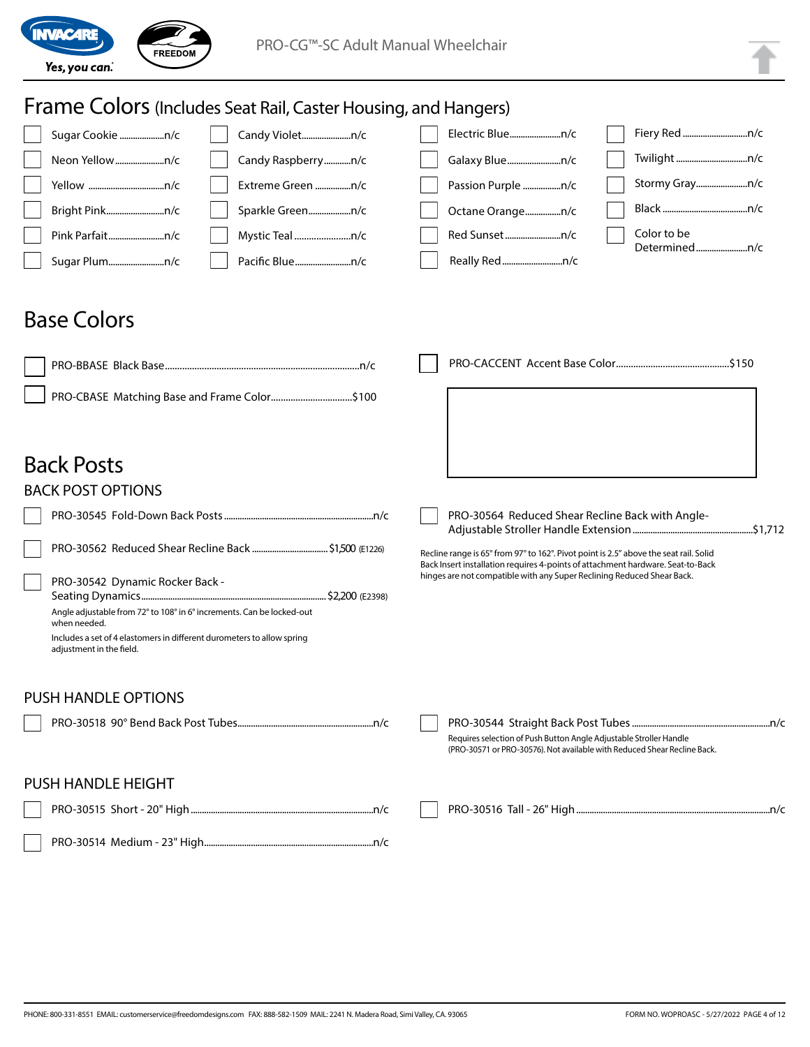# Frame Colors (Includes Seat Rail, Caster Housing, and Hangers)

- ☐ Sugar Cookie ... n/c
- ☐ Neon Yellow ... n/c
- ☐ Yellow ... n/c
- ☐ Bright Pink ... n/c
- ☐ Pink Parfait ... n/c
- ☐ Sugar Plum ... n/c
- ☐ Candy Violet ... n/c
- ☐ Candy Raspberry ... n/c
- ☐ Extreme Green ... n/c
- ☐ Sparkle Green ... n/c
- ☐ Mystic Teal ... n/c
- ☐ Pacific Blue ... n/c
- ☐ Electric Blue ... n/c
- ☐ Galaxy Blue ... n/c
- ☐ Passion Purple ... n/c
- ☐ Octane Orange ... n/c
- ☐ Red Sunset ... n/c
- ☐ Really Red ... n/c
- ☐ Fiery Red ... n/c
- ☐ Twilight ... n/c
- ☐ Stormy Gray ... n/c
- ☐ Black ... n/c
- ☐ Color to be Determined ... n/c

# Base Colors

- ☐ PRO-BBASE Black Base ... n/c
- ☐ PRO-CBASE Matching Base and Frame Color ... $100
- ☐ PRO-CACCENT Accent Base Color ... $150

# Back Posts

## BACK POST OPTIONS

- ☐ PRO-30545 Fold-Down Back Posts ... n/c
- ☐ PRO-30562 Reduced Shear Recline Back ... $1,500 (E1226)
- ☐ PRO-30542 Dynamic Rocker Back - Seating Dynamics ... $2,200 (E2398)

  Angle adjustable from 72° to 108° in 6° increments. Can be locked-out when needed.

  Includes a set of 4 elastomers in different durometers to allow spring adjustment in the field.

- ☐ PRO-30564 Reduced Shear Recline Back with Angle-Adjustable Stroller Handle Extension ... $1,712

  Recline range is 65° from 97° to 162°. Pivot point is 2.5" above the seat rail. Solid Back Insert installation requires 4-points of attachment hardware. Seat-to-Back hinges are not compatible with any Super Reclining Reduced Shear Back.

## PUSH HANDLE OPTIONS

- ☐ PRO-30518 90° Bend Back Post Tubes ... n/c
- ☐ PRO-30544 Straight Back Post Tubes ... n/c

  Requires selection of Push Button Angle Adjustable Stroller Handle (PRO-30571 or PRO-30576). Not available with Reduced Shear Recline Back.

## PUSH HANDLE HEIGHT

- ☐ PRO-30515 Short - 20" High ... n/c
- ☐ PRO-30514 Medium - 23" High ... n/c
- ☐ PRO-30516 Tall - 26" High ... n/c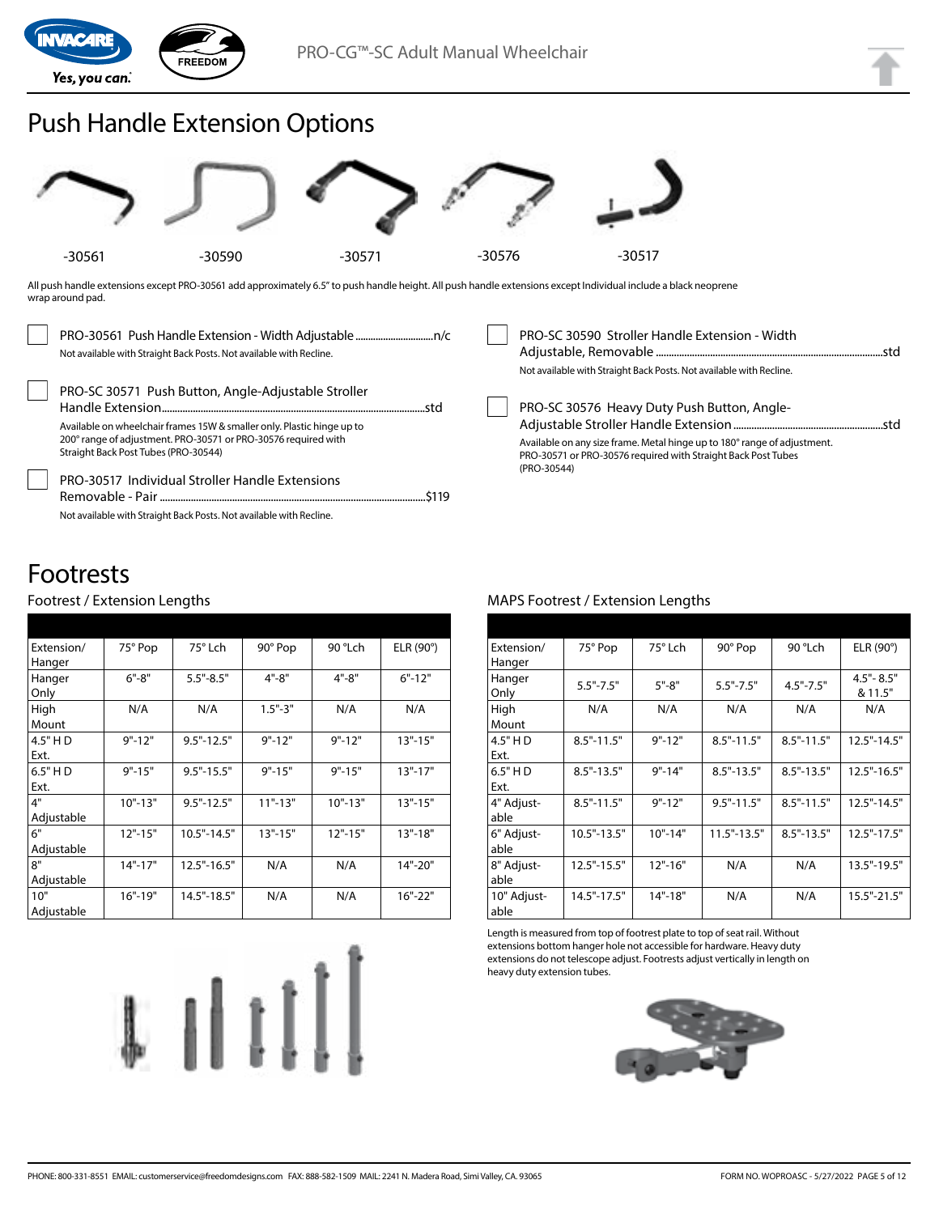# Push Handle Extension Options

-30561 -30590 -30571 -30576 -30517

All push handle extensions except PRO-30561 add approximately 6.5" to push handle height. All push handle extensions except Individual include a black neoprene wrap around pad.

- [ ] PRO-30561 Push Handle Extension - Width Adjustable ............................n/c
  Not available with Straight Back Posts. Not available with Recline.

- [ ] PRO-SC 30571 Push Button, Angle-Adjustable Stroller Handle Extension............................std
  Available on wheelchair frames 15W & smaller only. Plastic hinge up to 200° range of adjustment. PRO-30571 or PRO-30576 required with Straight Back Post Tubes (PRO-30544)

- [ ] PRO-30517 Individual Stroller Handle Extensions Removable - Pair ............................$119
  Not available with Straight Back Posts. Not available with Recline.

- [ ] PRO-SC 30590 Stroller Handle Extension - Width Adjustable, Removable ............................std
  Not available with Straight Back Posts. Not available with Recline.

- [ ] PRO-SC 30576 Heavy Duty Push Button, Angle-Adjustable Stroller Handle Extension ............................std
  Available on any size frame. Metal hinge up to 180° range of adjustment. PRO-30571 or PRO-30576 required with Straight Back Post Tubes (PRO-30544)

# Footrests

## Footrest / Extension Lengths

| Extension/ Hanger | 75° Pop | 75° Lch | 90° Pop | 90 °Lch | ELR (90°) |
|---|---|---|---|---|---|
| Hanger Only | 6"-8" | 5.5"-8.5" | 4"-8" | 4"-8" | 6"-12" |
| High Mount | N/A | N/A | 1.5"-3" | N/A | N/A |
| 4.5" H D Ext. | 9"-12" | 9.5"-12.5" | 9"-12" | 9"-12" | 13"-15" |
| 6.5" H D Ext. | 9"-15" | 9.5"-15.5" | 9"-15" | 9"-15" | 13"-17" |
| 4" Adjustable | 10"-13" | 9.5"-12.5" | 11"-13" | 10"-13" | 13"-15" |
| 6" Adjustable | 12"-15" | 10.5"-14.5" | 13"-15" | 12"-15" | 13"-18" |
| 8" Adjustable | 14"-17" | 12.5"-16.5" | N/A | N/A | 14"-20" |
| 10" Adjustable | 16"-19" | 14.5"-18.5" | N/A | N/A | 16"-22" |

## MAPS Footrest / Extension Lengths

| Extension/ Hanger | 75° Pop | 75° Lch | 90° Pop | 90 °Lch | ELR (90°) |
|---|---|---|---|---|---|
| Hanger Only | 5.5"-7.5" | 5"-8" | 5.5"-7.5" | 4.5"-7.5" | 4.5"- 8.5" & 11.5" |
| High Mount | N/A | N/A | N/A | N/A | N/A |
| 4.5" H D Ext. | 8.5"-11.5" | 9"-12" | 8.5"-11.5" | 8.5"-11.5" | 12.5"-14.5" |
| 6.5" H D Ext. | 8.5"-13.5" | 9"-14" | 8.5"-13.5" | 8.5"-13.5" | 12.5"-16.5" |
| 4" Adjustable | 8.5"-11.5" | 9"-12" | 9.5"-11.5" | 8.5"-11.5" | 12.5"-14.5" |
| 6" Adjustable | 10.5"-13.5" | 10"-14" | 11.5"-13.5" | 8.5"-13.5" | 12.5"-17.5" |
| 8" Adjustable | 12.5"-15.5" | 12"-16" | N/A | N/A | 13.5"-19.5" |
| 10" Adjustable | 14.5"-17.5" | 14"-18" | N/A | N/A | 15.5"-21.5" |

Length is measured from top of footrest plate to top of seat rail. Without extensions bottom hanger hole not accessible for hardware. Heavy duty extensions do not telescope adjust. Footrests adjust vertically in length on heavy duty extension tubes.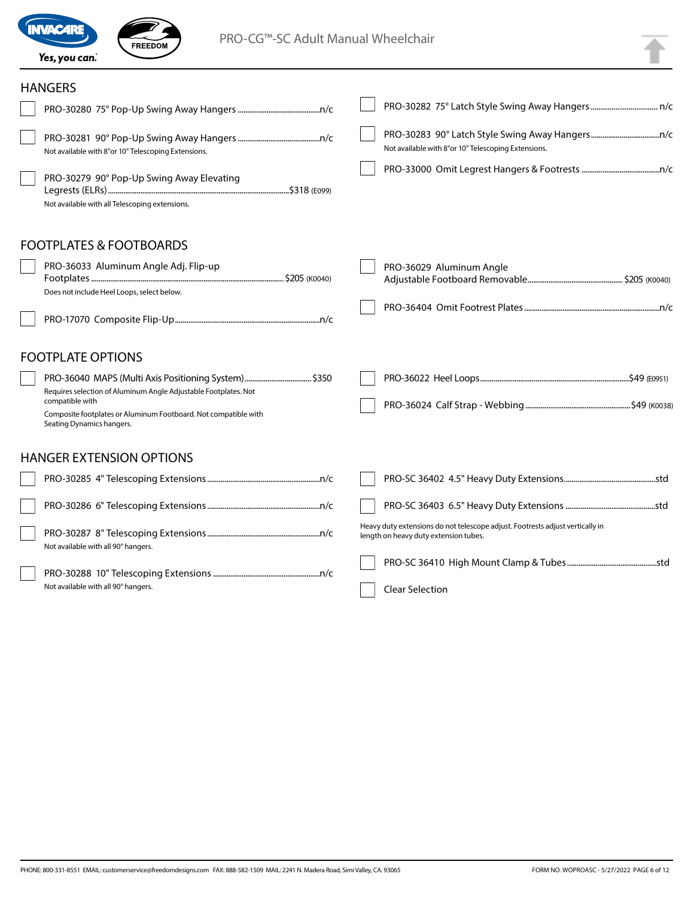## HANGERS

- [ ] PRO-30280 75° Pop-Up Swing Away Hangers ........n/c
- [ ] PRO-30281 90° Pop-Up Swing Away Hangers ........n/c
  Not available with 8"or 10" Telescoping Extensions.
- [ ] PRO-30279 90° Pop-Up Swing Away Elevating Legrests (ELRs) ........$318 (E099)
  Not available with all Telescoping extensions.
- [ ] PRO-30282 75° Latch Style Swing Away Hangers ........ n/c
- [ ] PRO-30283 90° Latch Style Swing Away Hangers ........n/c
  Not available with 8"or 10" Telescoping Extensions.
- [ ] PRO-33000 Omit Legrest Hangers & Footrests ........n/c

## FOOTPLATES & FOOTBOARDS

- [ ] PRO-36033 Aluminum Angle Adj. Flip-up Footplates ........ $205 (K0040)
  Does not include Heel Loops, select below.
- [ ] PRO-17070 Composite Flip-Up........n/c
- [ ] PRO-36029 Aluminum Angle Adjustable Footboard Removable........ $205 (K0040)
- [ ] PRO-36404 Omit Footrest Plates ........n/c

## FOOTPLATE OPTIONS

- [ ] PRO-36040 MAPS (Multi Axis Positioning System)........ $350
  Requires selection of Aluminum Angle Adjustable Footplates. Not compatible with
  Composite footplates or Aluminum Footboard. Not compatible with Seating Dynamics hangers.
- [ ] PRO-36022 Heel Loops........$49 (E0951)
- [ ] PRO-36024 Calf Strap - Webbing ........$49 (K0038)

## HANGER EXTENSION OPTIONS

- [ ] PRO-30285 4" Telescoping Extensions ........n/c
- [ ] PRO-30286 6" Telescoping Extensions ........n/c
- [ ] PRO-30287 8" Telescoping Extensions ........n/c
  Not available with all 90° hangers.
- [ ] PRO-30288 10" Telescoping Extensions ........n/c
  Not available with all 90° hangers.
- [ ] PRO-SC 36402 4.5" Heavy Duty Extensions........std
- [ ] PRO-SC 36403 6.5" Heavy Duty Extensions ........std

Heavy duty extensions do not telescope adjust. Footrests adjust vertically in length on heavy duty extension tubes.

- [ ] PRO-SC 36410 High Mount Clamp & Tubes ........std
- [ ] Clear Selection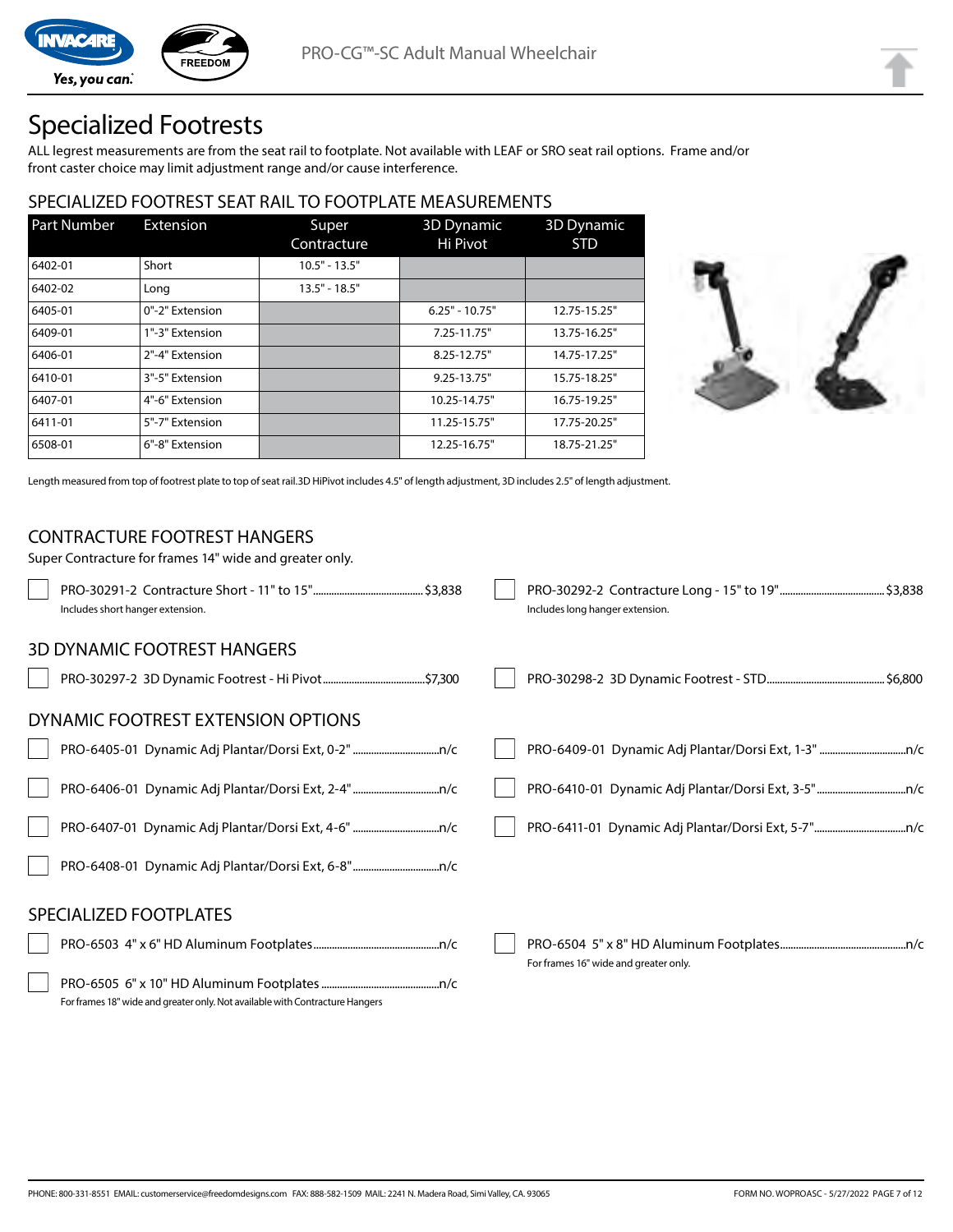# Specialized Footrests

ALL legrest measurements are from the seat rail to footplate. Not available with LEAF or SRO seat rail options. Frame and/or front caster choice may limit adjustment range and/or cause interference.

## SPECIALIZED FOOTREST SEAT RAIL TO FOOTPLATE MEASUREMENTS

| Part Number | Extension | Super Contracture | 3D Dynamic Hi Pivot | 3D Dynamic STD |
|---|---|---|---|---|
| 6402-01 | Short | 10.5" - 13.5" | | |
| 6402-02 | Long | 13.5" - 18.5" | | |
| 6405-01 | 0"-2" Extension | | 6.25" - 10.75" | 12.75-15.25" |
| 6409-01 | 1"-3" Extension | | 7.25-11.75" | 13.75-16.25" |
| 6406-01 | 2"-4" Extension | | 8.25-12.75" | 14.75-17.25" |
| 6410-01 | 3"-5" Extension | | 9.25-13.75" | 15.75-18.25" |
| 6407-01 | 4"-6" Extension | | 10.25-14.75" | 16.75-19.25" |
| 6411-01 | 5"-7" Extension | | 11.25-15.75" | 17.75-20.25" |
| 6508-01 | 6"-8" Extension | | 12.25-16.75" | 18.75-21.25" |

Length measured from top of footrest plate to top of seat rail.3D HiPivot includes 4.5" of length adjustment, 3D includes 2.5" of length adjustment.

## CONTRACTURE FOOTREST HANGERS

Super Contracture for frames 14" wide and greater only.

- PRO-30291-2 Contracture Short - 11" to 15" ........ $3,838
  Includes short hanger extension.
- PRO-30292-2 Contracture Long - 15" to 19" ........ $3,838
  Includes long hanger extension.

## 3D DYNAMIC FOOTREST HANGERS

- PRO-30297-2 3D Dynamic Footrest - Hi Pivot ........ $7,300
- PRO-30298-2 3D Dynamic Footrest - STD ........ $6,800

## DYNAMIC FOOTREST EXTENSION OPTIONS

- PRO-6405-01 Dynamic Adj Plantar/Dorsi Ext, 0-2" ........ n/c
- PRO-6409-01 Dynamic Adj Plantar/Dorsi Ext, 1-3" ........ n/c
- PRO-6406-01 Dynamic Adj Plantar/Dorsi Ext, 2-4" ........ n/c
- PRO-6410-01 Dynamic Adj Plantar/Dorsi Ext, 3-5" ........ n/c
- PRO-6407-01 Dynamic Adj Plantar/Dorsi Ext, 4-6" ........ n/c
- PRO-6411-01 Dynamic Adj Plantar/Dorsi Ext, 5-7" ........ n/c
- PRO-6408-01 Dynamic Adj Plantar/Dorsi Ext, 6-8" ........ n/c

## SPECIALIZED FOOTPLATES

- PRO-6503 4" x 6" HD Aluminum Footplates ........ n/c
- PRO-6504 5" x 8" HD Aluminum Footplates ........ n/c
  For frames 16" wide and greater only.
- PRO-6505 6" x 10" HD Aluminum Footplates ........ n/c
  For frames 18" wide and greater only. Not available with Contracture Hangers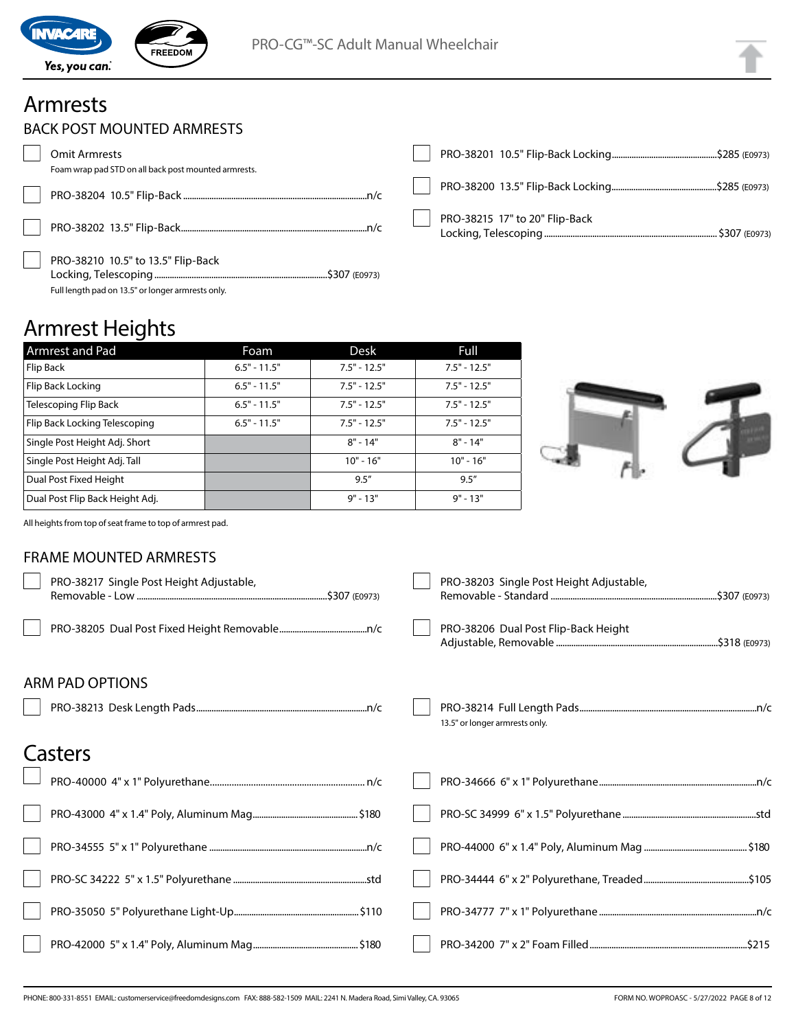// Page 8 of 12 — Invacare / Freedom PRO-CG™-SC Adult Manual Wheelchair order form

# Armrests

## BACK POST MOUNTED ARMRESTS

- [ ] Omit Armrests
  Foam wrap pad STD on all back post mounted armrests.
- [ ] PRO-38204 10.5" Flip-Back ........ n/c
- [ ] PRO-38202 13.5" Flip-Back ........ n/c
- [ ] PRO-38210 10.5" to 13.5" Flip-Back Locking, Telescoping ........ $307 (E0973)
  Full length pad on 13.5" or longer armrests only.
- [ ] PRO-38201 10.5" Flip-Back Locking ........ $285 (E0973)
- [ ] PRO-38200 13.5" Flip-Back Locking ........ $285 (E0973)
- [ ] PRO-38215 17" to 20" Flip-Back Locking, Telescoping ........ $307 (E0973)

# Armrest Heights

| Armrest and Pad | Foam | Desk | Full |
|---|---|---|---|
| Flip Back | 6.5" - 11.5" | 7.5" - 12.5" | 7.5" - 12.5" |
| Flip Back Locking | 6.5" - 11.5" | 7.5" - 12.5" | 7.5" - 12.5" |
| Telescoping Flip Back | 6.5" - 11.5" | 7.5" - 12.5" | 7.5" - 12.5" |
| Flip Back Locking Telescoping | 6.5" - 11.5" | 7.5" - 12.5" | 7.5" - 12.5" |
| Single Post Height Adj. Short | | 8" - 14" | 8" - 14" |
| Single Post Height Adj. Tall | | 10" - 16" | 10" - 16" |
| Dual Post Fixed Height | | 9.5" | 9.5" |
| Dual Post Flip Back Height Adj. | | 9" - 13" | 9" - 13" |

All heights from top of seat frame to top of armrest pad.

## FRAME MOUNTED ARMRESTS

- [ ] PRO-38217 Single Post Height Adjustable, Removable - Low ........ $307 (E0973)
- [ ] PRO-38205 Dual Post Fixed Height Removable ........ n/c
- [ ] PRO-38203 Single Post Height Adjustable, Removable - Standard ........ $307 (E0973)
- [ ] PRO-38206 Dual Post Flip-Back Height Adjustable, Removable ........ $318 (E0973)

## ARM PAD OPTIONS

- [ ] PRO-38213 Desk Length Pads ........ n/c
- [ ] PRO-38214 Full Length Pads ........ n/c
  13.5" or longer armrests only.

# Casters

- [ ] PRO-40000 4" x 1" Polyurethane ........ n/c
- [ ] PRO-43000 4" x 1.4" Poly, Aluminum Mag ........ $180
- [ ] PRO-34555 5" x 1" Polyurethane ........ n/c
- [ ] PRO-SC 34222 5" x 1.5" Polyurethane ........ std
- [ ] PRO-35050 5" Polyurethane Light-Up ........ $110
- [ ] PRO-42000 5" x 1.4" Poly, Aluminum Mag ........ $180
- [ ] PRO-34666 6" x 1" Polyurethane ........ n/c
- [ ] PRO-SC 34999 6" x 1.5" Polyurethane ........ std
- [ ] PRO-44000 6" x 1.4" Poly, Aluminum Mag ........ $180
- [ ] PRO-34444 6" x 2" Polyurethane, Treaded ........ $105
- [ ] PRO-34777 7" x 1" Polyurethane ........ n/c
- [ ] PRO-34200 7" x 2" Foam Filled ........ $215

PHONE: 800-331-8551 EMAIL: customerservice@freedomdesigns.com FAX: 888-582-1509 MAIL: 2241 N. Madera Road, Simi Valley, CA. 93065 — FORM NO. WOPROASC - 5/27/2022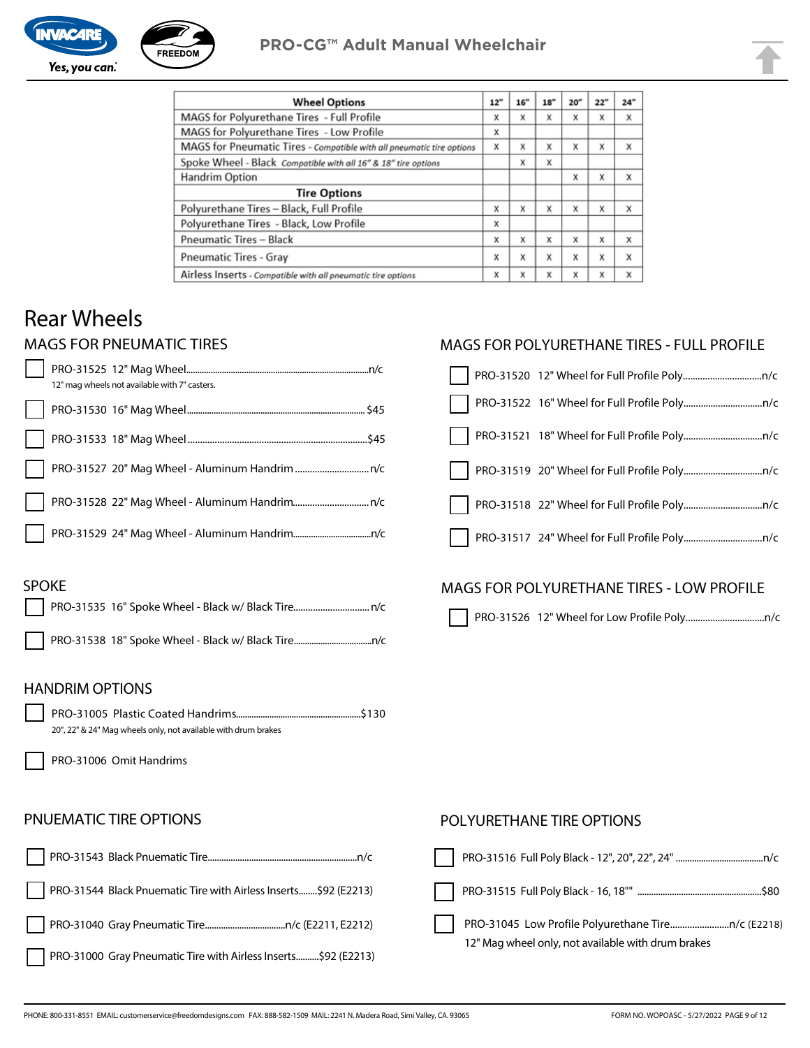# PRO-CG™ Adult Manual Wheelchair

| Wheel Options | 12" | 16" | 18" | 20" | 22" | 24" |
|---|---|---|---|---|---|---|
| MAGS for Polyurethane Tires - Full Profile | X | X | X | X | X | X |
| MAGS for Polyurethane Tires - Low Profile | X | | | | | |
| MAGS for Pneumatic Tires - *Compatible with all pneumatic tire options* | X | X | X | X | X | X |
| Spoke Wheel - Black *Compatible with all 16" & 18" tire options* | | X | X | | | |
| Handrim Option | | | | X | X | X |
| **Tire Options** | | | | | | |
| Polyurethane Tires – Black, Full Profile | X | X | X | X | X | X |
| Polyurethane Tires - Black, Low Profile | X | | | | | |
| Pneumatic Tires – Black | X | X | X | X | X | X |
| Pneumatic Tires - Gray | X | X | X | X | X | X |
| Airless Inserts - *Compatible with all pneumatic tire options* | X | X | X | X | X | X |

# Rear Wheels

## MAGS FOR PNEUMATIC TIRES

- ☐ PRO-31525 12" Mag Wheel....n/c
  12" mag wheels not available with 7" casters.
- ☐ PRO-31530 16" Mag Wheel.... $45
- ☐ PRO-31533 18" Mag Wheel....$45
- ☐ PRO-31527 20" Mag Wheel - Aluminum Handrim ....n/c
- ☐ PRO-31528 22" Mag Wheel - Aluminum Handrim....n/c
- ☐ PRO-31529 24" Mag Wheel - Aluminum Handrim....n/c

## SPOKE

- ☐ PRO-31535 16" Spoke Wheel - Black w/ Black Tire....n/c
- ☐ PRO-31538 18" Spoke Wheel - Black w/ Black Tire....n/c

## HANDRIM OPTIONS

- ☐ PRO-31005 Plastic Coated Handrims....$130
  20", 22" & 24" Mag wheels only, not available with drum brakes
- ☐ PRO-31006 Omit Handrims

## MAGS FOR POLYURETHANE TIRES - FULL PROFILE

- ☐ PRO-31520 12" Wheel for Full Profile Poly....n/c
- ☐ PRO-31522 16" Wheel for Full Profile Poly....n/c
- ☐ PRO-31521 18" Wheel for Full Profile Poly....n/c
- ☐ PRO-31519 20" Wheel for Full Profile Poly....n/c
- ☐ PRO-31518 22" Wheel for Full Profile Poly....n/c
- ☐ PRO-31517 24" Wheel for Full Profile Poly....n/c

## MAGS FOR POLYURETHANE TIRES - LOW PROFILE

- ☐ PRO-31526 12" Wheel for Low Profile Poly....n/c

## PNUEMATIC TIRE OPTIONS

- ☐ PRO-31543 Black Pnuematic Tire....n/c
- ☐ PRO-31544 Black Pnuematic Tire with Airless Inserts....$92 (E2213)
- ☐ PRO-31040 Gray Pneumatic Tire....n/c (E2211, E2212)
- ☐ PRO-31000 Gray Pneumatic Tire with Airless Inserts....$92 (E2213)

## POLYURETHANE TIRE OPTIONS

- ☐ PRO-31516 Full Poly Black - 12", 20", 22", 24" ....n/c
- ☐ PRO-31515 Full Poly Black - 16, 18"" ....$80
- ☐ PRO-31045 Low Profile Polyurethane Tire....n/c (E2218)
  12" Mag wheel only, not available with drum brakes

PHONE: 800-331-8551 EMAIL: customerservice@freedomdesigns.com FAX: 888-582-1509 MAIL: 2241 N. Madera Road, Simi Valley, CA. 93065

FORM NO. WOPOASC - 5/27/2022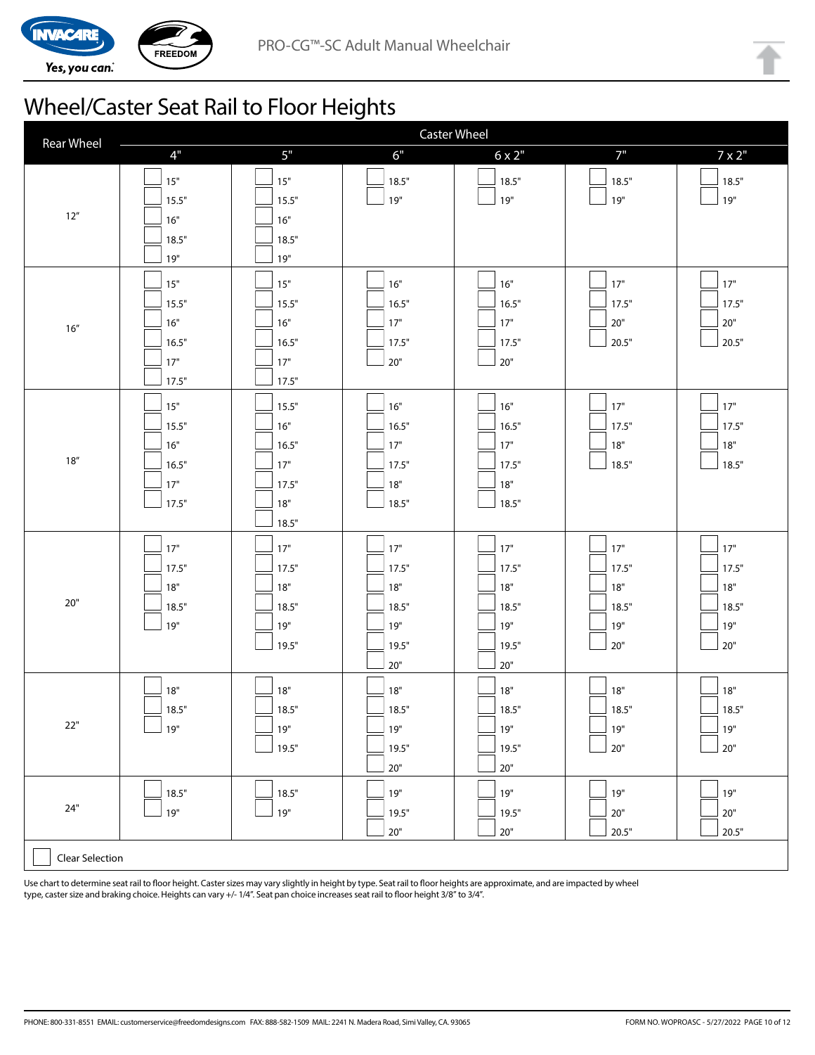# Wheel/Caster Seat Rail to Floor Heights

| Rear Wheel | Caster Wheel | | | | | |
|---|---|---|---|---|---|---|
| | 4" | 5" | 6" | 6 x 2" | 7" | 7 x 2" |
| 12" | ☐ 15"<br>☐ 15.5"<br>☐ 16"<br>☐ 18.5"<br>☐ 19" | ☐ 15"<br>☐ 15.5"<br>☐ 16"<br>☐ 18.5"<br>☐ 19" | ☐ 18.5"<br>☐ 19" | ☐ 18.5"<br>☐ 19" | ☐ 18.5"<br>☐ 19" | ☐ 18.5"<br>☐ 19" |
| 16" | ☐ 15"<br>☐ 15.5"<br>☐ 16"<br>☐ 16.5"<br>☐ 17"<br>☐ 17.5" | ☐ 15"<br>☐ 15.5"<br>☐ 16"<br>☐ 16.5"<br>☐ 17"<br>☐ 17.5" | ☐ 16"<br>☐ 16.5"<br>☐ 17"<br>☐ 17.5"<br>☐ 20" | ☐ 16"<br>☐ 16.5"<br>☐ 17"<br>☐ 17.5"<br>☐ 20" | ☐ 17"<br>☐ 17.5"<br>☐ 20"<br>☐ 20.5" | ☐ 17"<br>☐ 17.5"<br>☐ 20"<br>☐ 20.5" |
| 18" | ☐ 15"<br>☐ 15.5"<br>☐ 16"<br>☐ 16.5"<br>☐ 17"<br>☐ 17.5" | ☐ 15.5"<br>☐ 16"<br>☐ 16.5"<br>☐ 17"<br>☐ 17.5"<br>☐ 18"<br>☐ 18.5" | ☐ 16"<br>☐ 16.5"<br>☐ 17"<br>☐ 17.5"<br>☐ 18"<br>☐ 18.5" | ☐ 16"<br>☐ 16.5"<br>☐ 17"<br>☐ 17.5"<br>☐ 18"<br>☐ 18.5" | ☐ 17"<br>☐ 17.5"<br>☐ 18"<br>☐ 18.5" | ☐ 17"<br>☐ 17.5"<br>☐ 18"<br>☐ 18.5" |
| 20" | ☐ 17"<br>☐ 17.5"<br>☐ 18"<br>☐ 18.5"<br>☐ 19" | ☐ 17"<br>☐ 17.5"<br>☐ 18"<br>☐ 18.5"<br>☐ 19"<br>☐ 19.5" | ☐ 17"<br>☐ 17.5"<br>☐ 18"<br>☐ 18.5"<br>☐ 19"<br>☐ 19.5"<br>☐ 20" | ☐ 17"<br>☐ 17.5"<br>☐ 18"<br>☐ 18.5"<br>☐ 19"<br>☐ 19.5"<br>☐ 20" | ☐ 17"<br>☐ 17.5"<br>☐ 18"<br>☐ 18.5"<br>☐ 19"<br>☐ 20" | ☐ 17"<br>☐ 17.5"<br>☐ 18"<br>☐ 18.5"<br>☐ 19"<br>☐ 20" |
| 22" | ☐ 18"<br>☐ 18.5"<br>☐ 19" | ☐ 18"<br>☐ 18.5"<br>☐ 19"<br>☐ 19.5" | ☐ 18"<br>☐ 18.5"<br>☐ 19"<br>☐ 19.5"<br>☐ 20" | ☐ 18"<br>☐ 18.5"<br>☐ 19"<br>☐ 19.5"<br>☐ 20" | ☐ 18"<br>☐ 18.5"<br>☐ 19"<br>☐ 20" | ☐ 18"<br>☐ 18.5"<br>☐ 19"<br>☐ 20" |
| 24" | ☐ 18.5"<br>☐ 19" | ☐ 18.5"<br>☐ 19" | ☐ 19"<br>☐ 19.5"<br>☐ 20" | ☐ 19"<br>☐ 19.5"<br>☐ 20" | ☐ 19"<br>☐ 20"<br>☐ 20.5" | ☐ 19"<br>☐ 20"<br>☐ 20.5" |

☐ Clear Selection

Use chart to determine seat rail to floor height. Caster sizes may vary slightly in height by type. Seat rail to floor heights are approximate, and are impacted by wheel type, caster size and braking choice. Heights can vary +/- 1/4". Seat pan choice increases seat rail to floor height 3/8" to 3/4".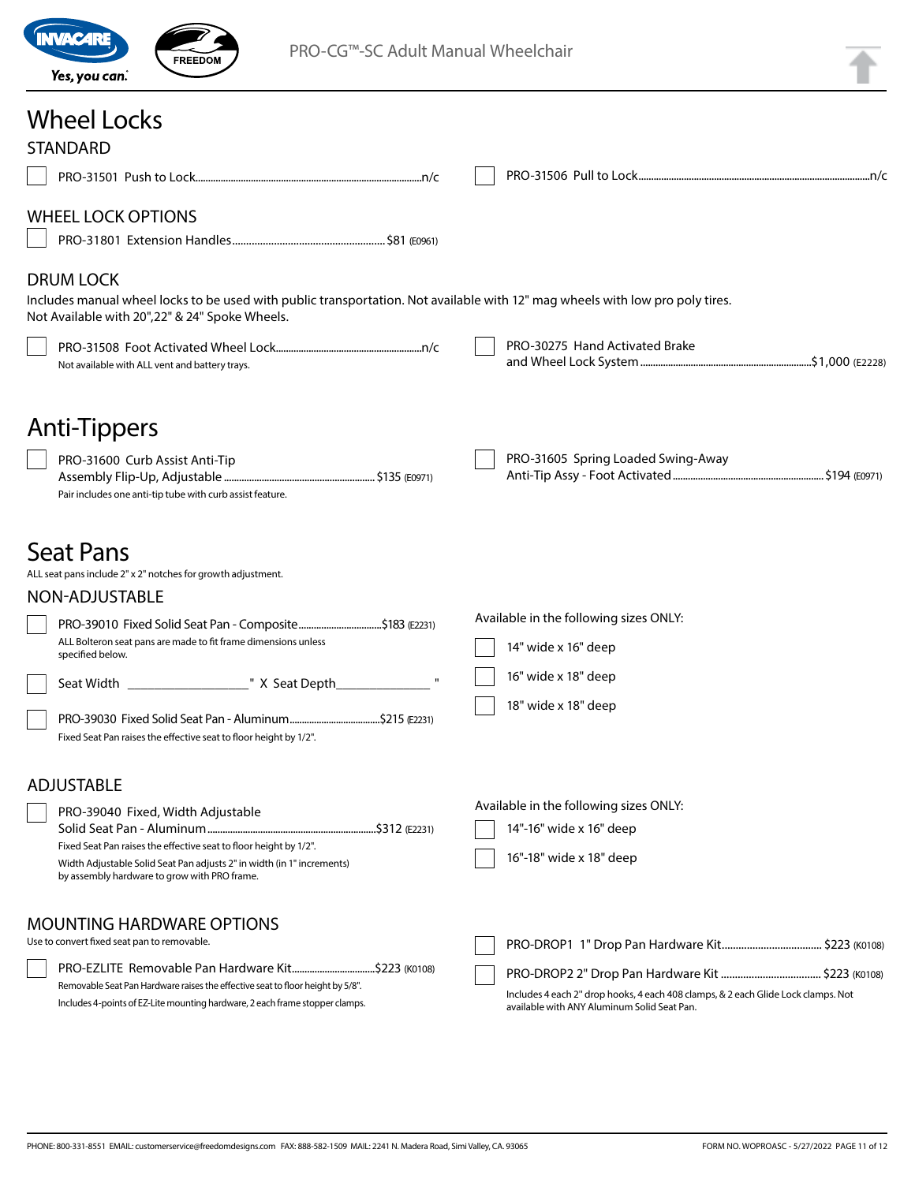# Wheel Locks

## STANDARD

- ☐ PRO-31501 Push to Lock........n/c
- ☐ PRO-31506 Pull to Lock........n/c

## WHEEL LOCK OPTIONS

- ☐ PRO-31801 Extension Handles........$81 (E0961)

## DRUM LOCK

Includes manual wheel locks to be used with public transportation. Not available with 12" mag wheels with low pro poly tires. Not Available with 20",22" & 24" Spoke Wheels.

- ☐ PRO-31508 Foot Activated Wheel Lock........n/c
  Not available with ALL vent and battery trays.
- ☐ PRO-30275 Hand Activated Brake and Wheel Lock System........$1,000 (E2228)

# Anti-Tippers

- ☐ PRO-31600 Curb Assist Anti-Tip Assembly Flip-Up, Adjustable........$135 (E0971)
  Pair includes one anti-tip tube with curb assist feature.
- ☐ PRO-31605 Spring Loaded Swing-Away Anti-Tip Assy - Foot Activated........$194 (E0971)

# Seat Pans

ALL seat pans include 2" x 2" notches for growth adjustment.

## NON-ADJUSTABLE

- ☐ PRO-39010 Fixed Solid Seat Pan - Composite........$183 (E2231)
  ALL Bolteron seat pans are made to fit frame dimensions unless specified below.
- ☐ Seat Width ________________" X Seat Depth______________ "
- ☐ PRO-39030 Fixed Solid Seat Pan - Aluminum........$215 (E2231)
  Fixed Seat Pan raises the effective seat to floor height by 1/2".

Available in the following sizes ONLY:

- ☐ 14" wide x 16" deep
- ☐ 16" wide x 18" deep
- ☐ 18" wide x 18" deep

## ADJUSTABLE

- ☐ PRO-39040 Fixed, Width Adjustable Solid Seat Pan - Aluminum........$312 (E2231)
  Fixed Seat Pan raises the effective seat to floor height by 1/2".
  Width Adjustable Solid Seat Pan adjusts 2" in width (in 1" increments) by assembly hardware to grow with PRO frame.

Available in the following sizes ONLY:

- ☐ 14"-16" wide x 16" deep
- ☐ 16"-18" wide x 18" deep

## MOUNTING HARDWARE OPTIONS

Use to convert fixed seat pan to removable.

- ☐ PRO-EZLITE Removable Pan Hardware Kit........$223 (K0108)
  Removable Seat Pan Hardware raises the effective seat to floor height by 5/8".
  Includes 4-points of EZ-Lite mounting hardware, 2 each frame stopper clamps.
- ☐ PRO-DROP1 1" Drop Pan Hardware Kit........$223 (K0108)
- ☐ PRO-DROP2 2" Drop Pan Hardware Kit........$223 (K0108)
  Includes 4 each 2" drop hooks, 4 each 408 clamps, & 2 each Glide Lock clamps. Not available with ANY Aluminum Solid Seat Pan.

PHONE: 800-331-8551 EMAIL: customerservice@freedomdesigns.com FAX: 888-582-1509 MAIL: 2241 N. Madera Road, Simi Valley, CA. 93065

FORM NO. WOPROASC - 5/27/2022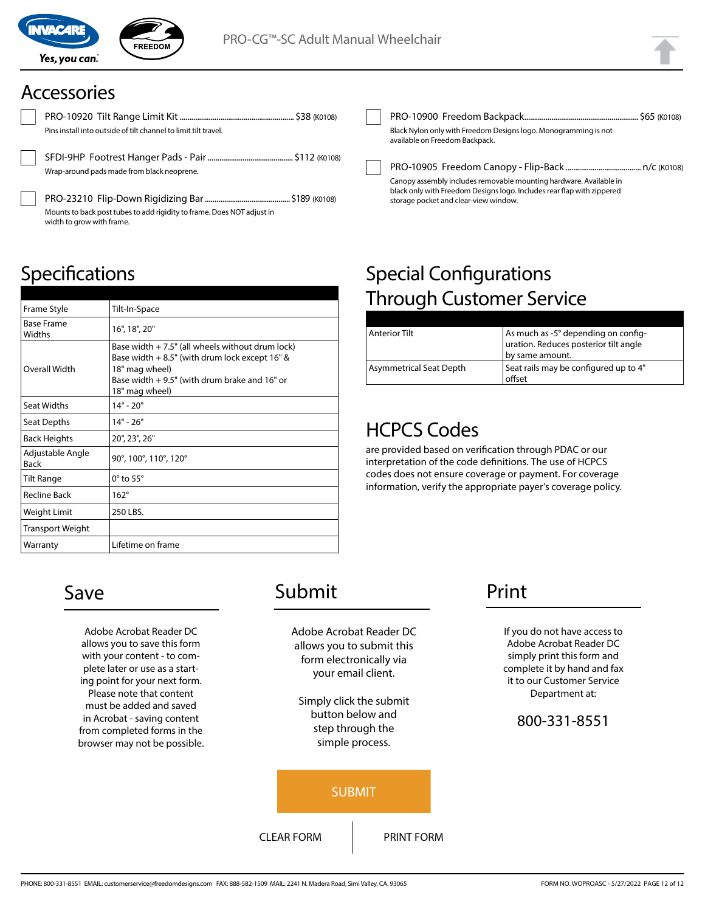## Accessories

- [ ] PRO-10920 Tilt Range Limit Kit ........ $38 (K0108)
  Pins install into outside of tilt channel to limit tilt travel.
- [ ] SFDI-9HP Footrest Hanger Pads - Pair ........ $112 (K0108)
  Wrap-around pads made from black neoprene.
- [ ] PRO-23210 Flip-Down Rigidizing Bar ........ $189 (K0108)
  Mounts to back post tubes to add rigidity to frame. Does NOT adjust in width to grow with frame.
- [ ] PRO-10900 Freedom Backpack........ $65 (K0108)
  Black Nylon only with Freedom Designs logo. Monogramming is not available on Freedom Backpack.
- [ ] PRO-10905 Freedom Canopy - Flip-Back ........ n/c (K0108)
  Canopy assembly includes removable mounting hardware. Available in black only with Freedom Designs logo. Includes rear flap with zippered storage pocket and clear-view window.

## Specifications

| | |
|---|---|
| Frame Style | Tilt-In-Space |
| Base Frame Widths | 16", 18", 20" |
| Overall Width | Base width + 7.5" (all wheels without drum lock)<br>Base width + 8.5" (with drum lock except 16" & 18" mag wheel)<br>Base width + 9.5" (with drum brake and 16" or 18" mag wheel) |
| Seat Widths | 14" - 20" |
| Seat Depths | 14" - 26" |
| Back Heights | 20", 23", 26" |
| Adjustable Angle Back | 90°, 100°, 110°, 120° |
| Tilt Range | 0° to 55° |
| Recline Back | 162° |
| Weight Limit | 250 LBS. |
| Transport Weight | |
| Warranty | Lifetime on frame |

## Special Configurations Through Customer Service

| | |
|---|---|
| Anterior Tilt | As much as -5° depending on configuration. Reduces posterior tilt angle by same amount. |
| Asymmetrical Seat Depth | Seat rails may be configured up to 4" offset |

## HCPCS Codes

are provided based on verification through PDAC or our interpretation of the code definitions. The use of HCPCS codes does not ensure coverage or payment. For coverage information, verify the appropriate payer's coverage policy.

## Save

Adobe Acrobat Reader DC allows you to save this form with your content - to complete later or use as a starting point for your next form. Please note that content must be added and saved in Acrobat - saving content from completed forms in the browser may not be possible.

## Submit

Adobe Acrobat Reader DC allows you to submit this form electronically via your email client.

Simply click the submit button below and step through the simple process.

SUBMIT

CLEAR FORM | PRINT FORM

## Print

If you do not have access to Adobe Acrobat Reader DC simply print this form and complete it by hand and fax it to our Customer Service Department at:

800-331-8551

PHONE: 800-331-8551 EMAIL: customerservice@freedomdesigns.com FAX: 888-582-1509 MAIL: 2241 N. Madera Road, Simi Valley, CA. 93065

FORM NO. WOPROASC - 5/27/2022